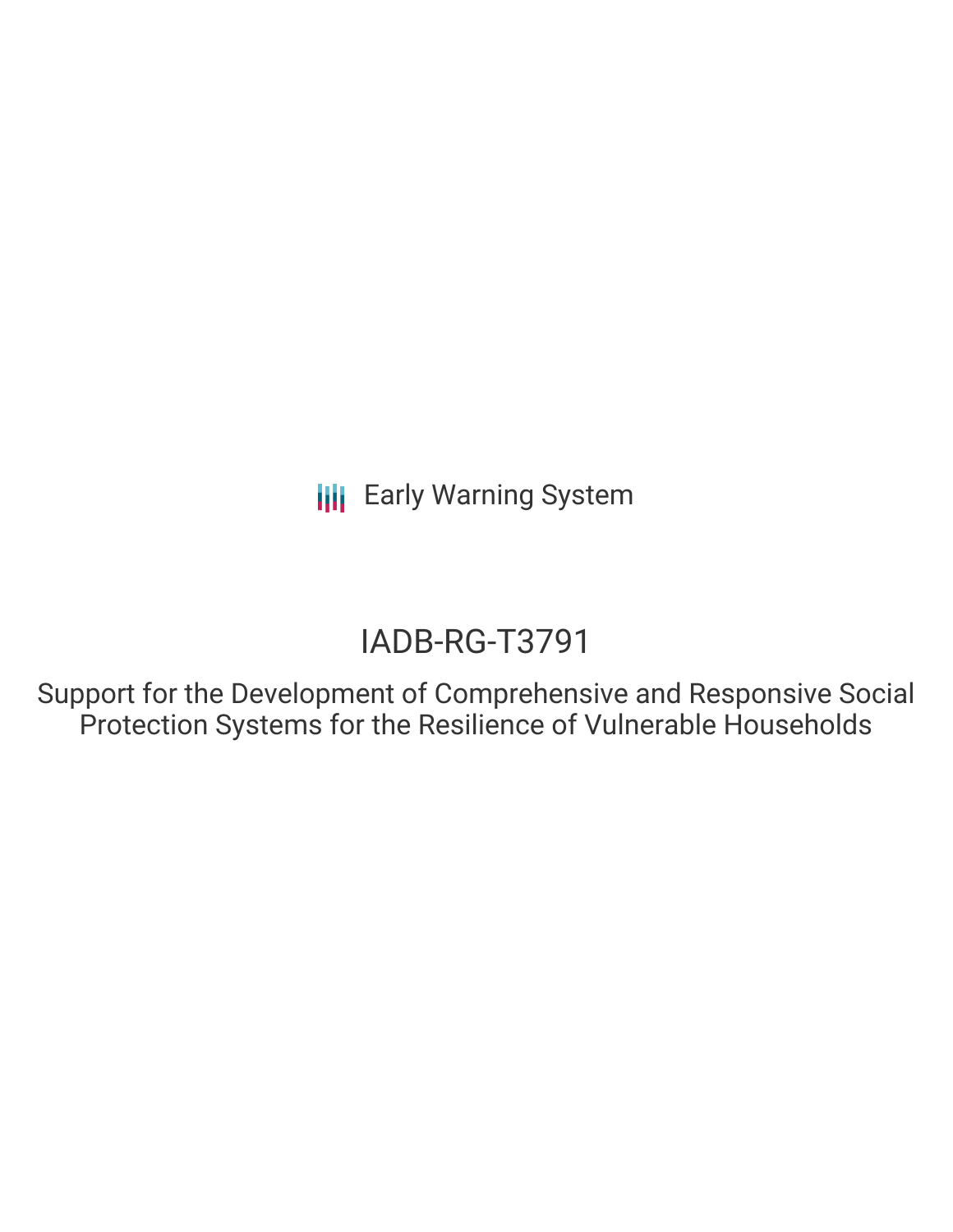Early Warning System

# IADB-RG-T3791

## Support for the Development of Comprehensive and Responsive Social Protection Systems for the Resilience of Vulnerable Households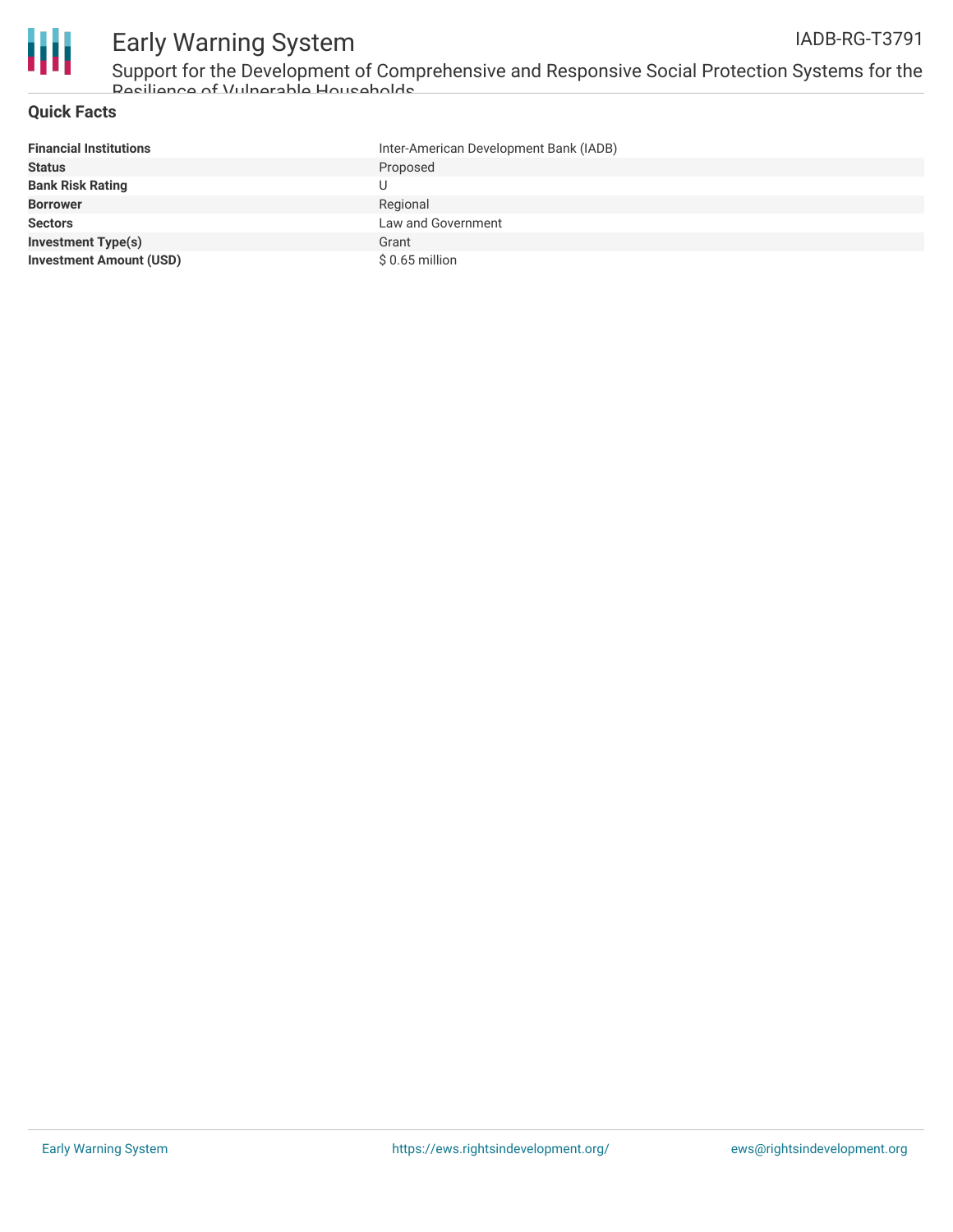## Quick Facts

| | |
|---|---|
| **Financial Institutions** | Inter-American Development Bank (IADB) |
| **Status** | Proposed |
| **Bank Risk Rating** | U |
| **Borrower** | Regional |
| **Sectors** | Law and Government |
| **Investment Type(s)** | Grant |
| **Investment Amount (USD)** | $ 0.65 million |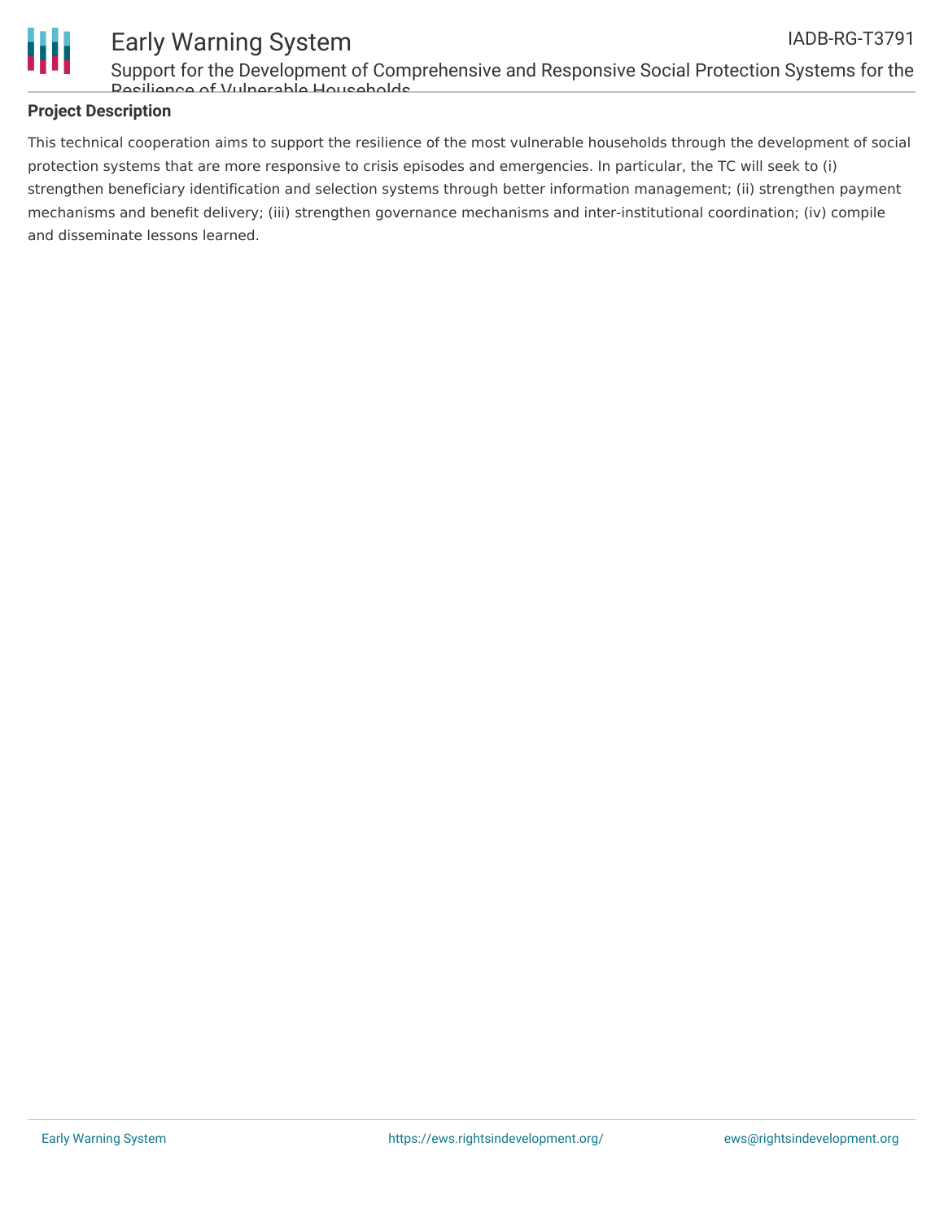## Project Description

This technical cooperation aims to support the resilience of the most vulnerable households through the development of social protection systems that are more responsive to crisis episodes and emergencies. In particular, the TC will seek to (i) strengthen beneficiary identification and selection systems through better information management; (ii) strengthen payment mechanisms and benefit delivery; (iii) strengthen governance mechanisms and inter-institutional coordination; (iv) compile and disseminate lessons learned.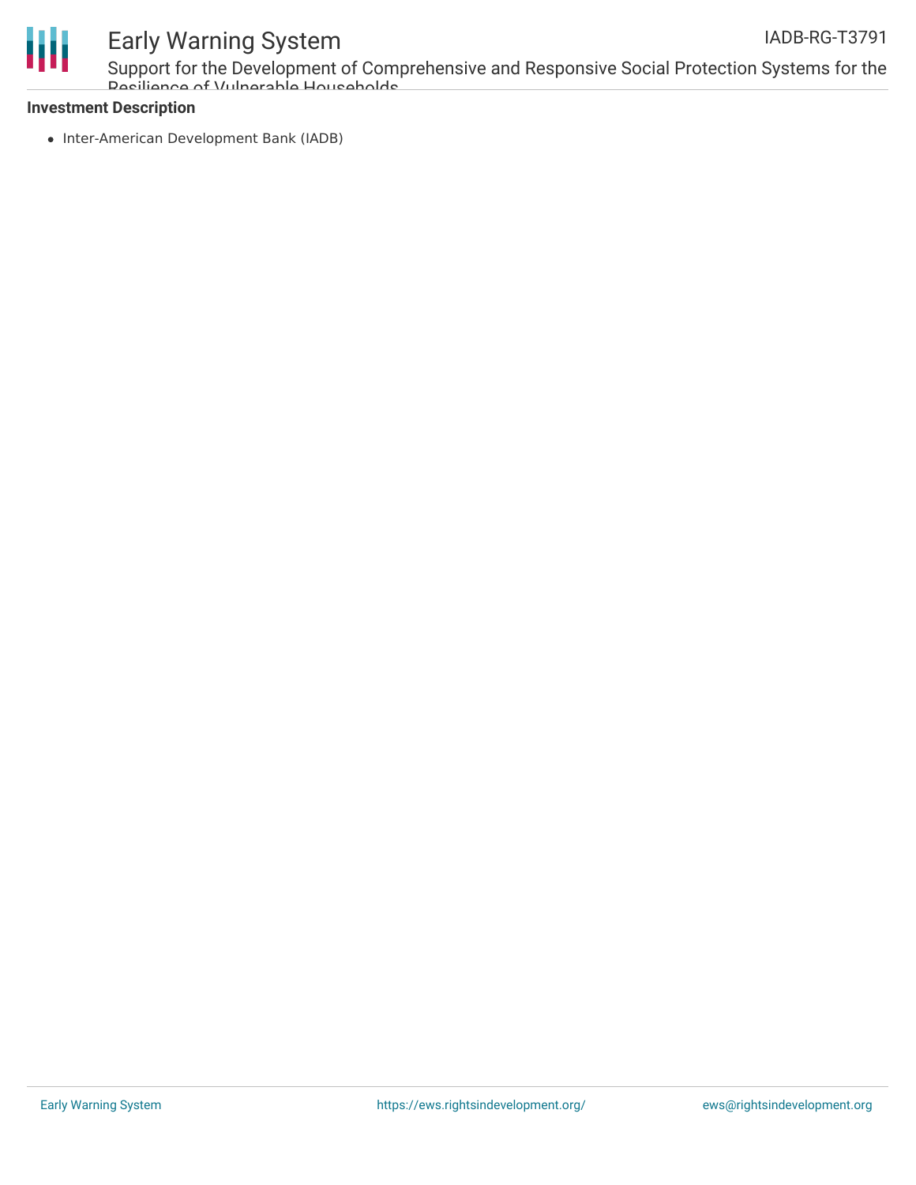**Investment Description**

- Inter-American Development Bank (IADB)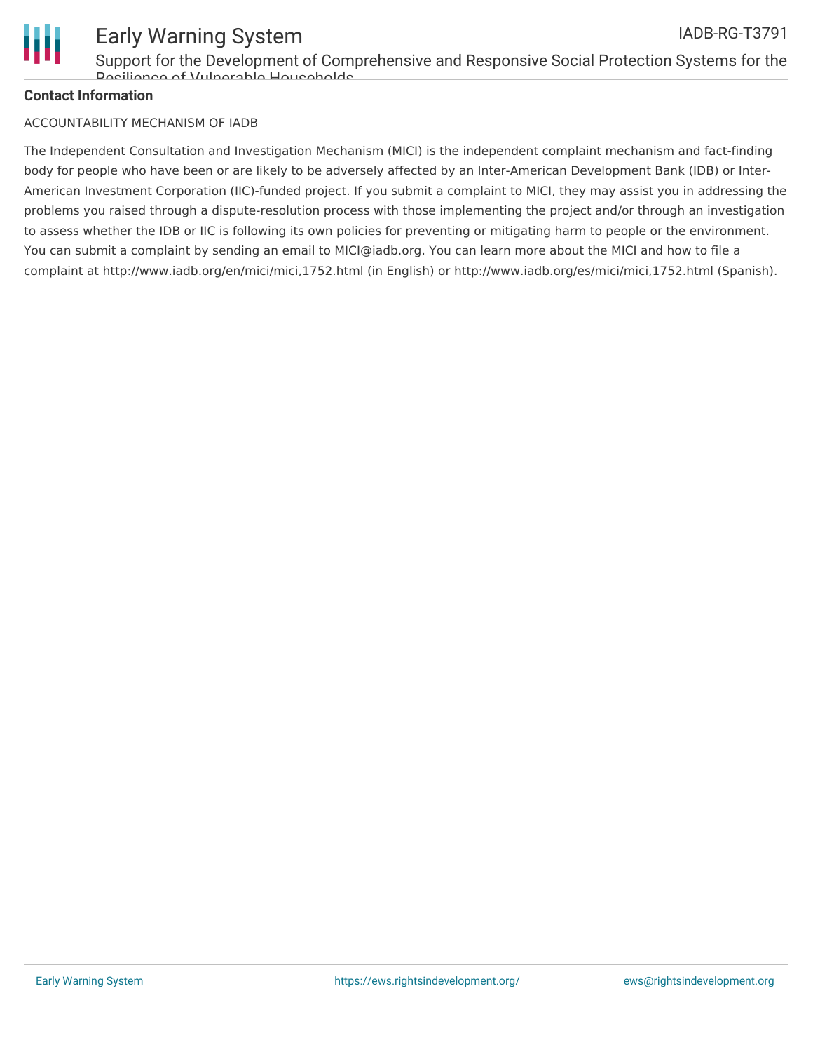**Contact Information**

ACCOUNTABILITY MECHANISM OF IADB

The Independent Consultation and Investigation Mechanism (MICI) is the independent complaint mechanism and fact-finding body for people who have been or are likely to be adversely affected by an Inter-American Development Bank (IDB) or Inter-American Investment Corporation (IIC)-funded project. If you submit a complaint to MICI, they may assist you in addressing the problems you raised through a dispute-resolution process with those implementing the project and/or through an investigation to assess whether the IDB or IIC is following its own policies for preventing or mitigating harm to people or the environment. You can submit a complaint by sending an email to MICI@iadb.org. You can learn more about the MICI and how to file a complaint at http://www.iadb.org/en/mici/mici,1752.html (in English) or http://www.iadb.org/es/mici/mici,1752.html (Spanish).